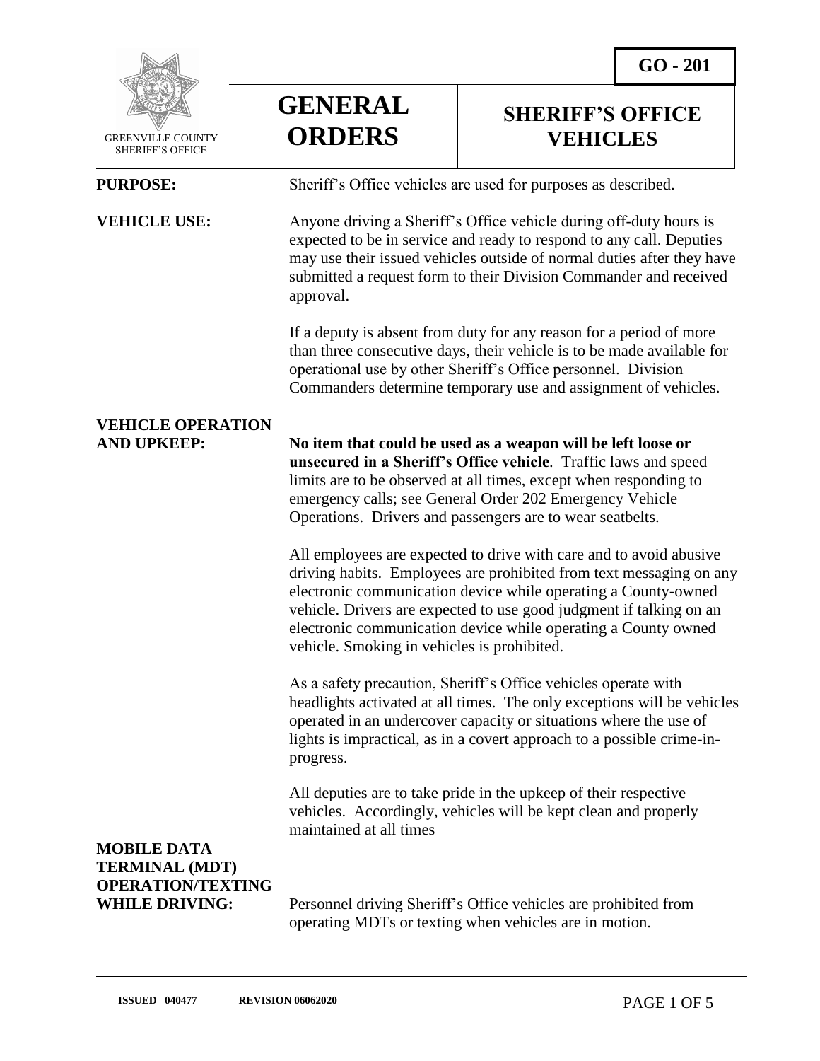GO - 201

GREENVILLE COUNTY SHERIFF'S OFFICE

# GENERAL ORDERS

# SHERIFF'S OFFICE VEHICLES

**PURPOSE:** Sheriff's Office vehicles are used for purposes as described.

**VEHICLE USE:** Anyone driving a Sheriff's Office vehicle during off-duty hours is expected to be in service and ready to respond to any call. Deputies may use their issued vehicles outside of normal duties after they have submitted a request form to their Division Commander and received approval.

If a deputy is absent from duty for any reason for a period of more than three consecutive days, their vehicle is to be made available for operational use by other Sheriff's Office personnel. Division Commanders determine temporary use and assignment of vehicles.

**VEHICLE OPERATION AND UPKEEP:** **No item that could be used as a weapon will be left loose or unsecured in a Sheriff's Office vehicle**. Traffic laws and speed limits are to be observed at all times, except when responding to emergency calls; see General Order 202 Emergency Vehicle Operations. Drivers and passengers are to wear seatbelts.

All employees are expected to drive with care and to avoid abusive driving habits. Employees are prohibited from text messaging on any electronic communication device while operating a County-owned vehicle. Drivers are expected to use good judgment if talking on an electronic communication device while operating a County owned vehicle. Smoking in vehicles is prohibited.

As a safety precaution, Sheriff's Office vehicles operate with headlights activated at all times. The only exceptions will be vehicles operated in an undercover capacity or situations where the use of lights is impractical, as in a covert approach to a possible crime-in-progress.

All deputies are to take pride in the upkeep of their respective vehicles. Accordingly, vehicles will be kept clean and properly maintained at all times

**MOBILE DATA TERMINAL (MDT) OPERATION/TEXTING WHILE DRIVING:** Personnel driving Sheriff's Office vehicles are prohibited from operating MDTs or texting when vehicles are in motion.

**ISSUED 040477 REVISION 06062020**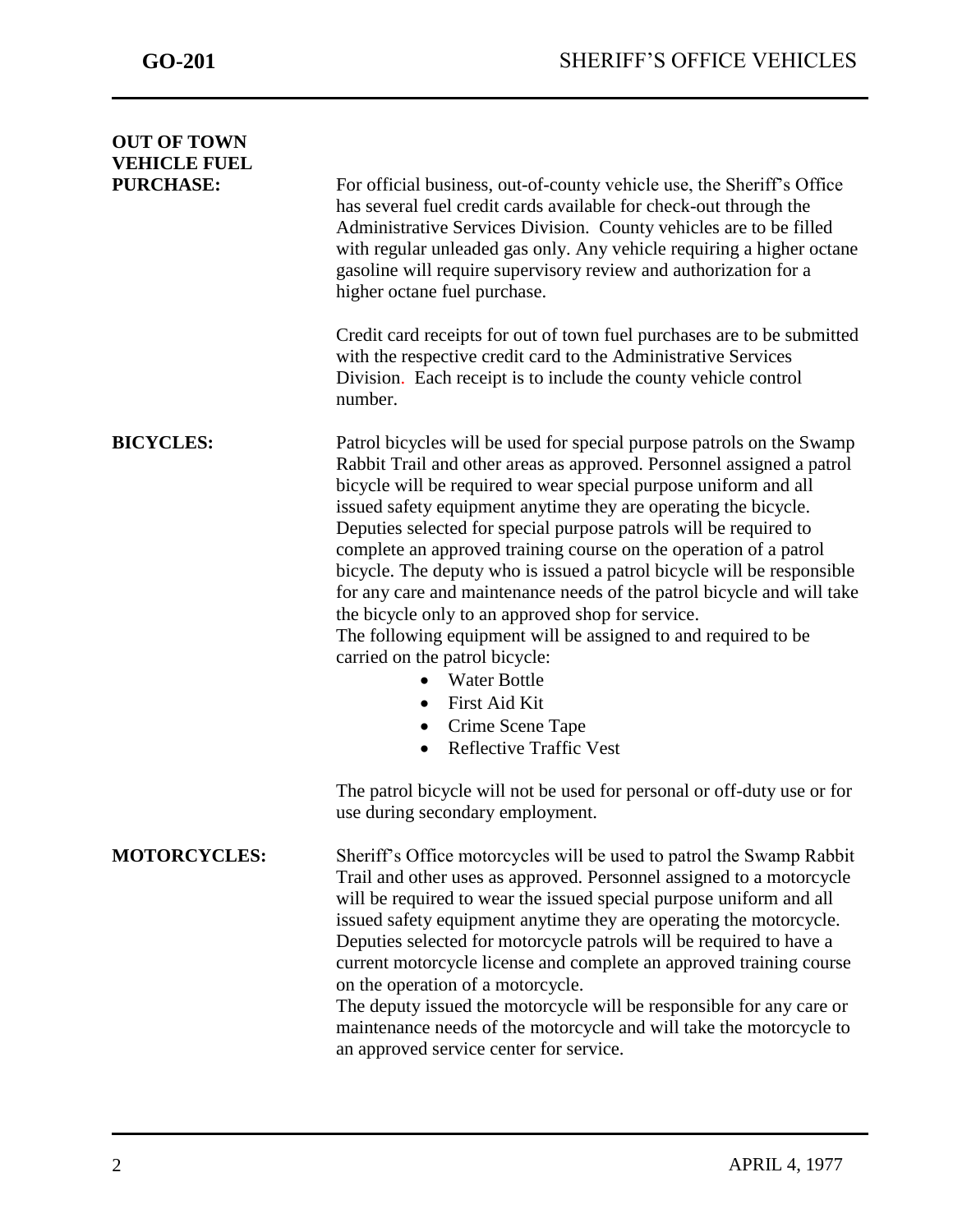**OUT OF TOWN VEHICLE FUEL PURCHASE:**

For official business, out-of-county vehicle use, the Sheriff's Office has several fuel credit cards available for check-out through the Administrative Services Division. County vehicles are to be filled with regular unleaded gas only. Any vehicle requiring a higher octane gasoline will require supervisory review and authorization for a higher octane fuel purchase.

Credit card receipts for out of town fuel purchases are to be submitted with the respective credit card to the Administrative Services Division. Each receipt is to include the county vehicle control number.

**BICYCLES:**

Patrol bicycles will be used for special purpose patrols on the Swamp Rabbit Trail and other areas as approved. Personnel assigned a patrol bicycle will be required to wear special purpose uniform and all issued safety equipment anytime they are operating the bicycle. Deputies selected for special purpose patrols will be required to complete an approved training course on the operation of a patrol bicycle. The deputy who is issued a patrol bicycle will be responsible for any care and maintenance needs of the patrol bicycle and will take the bicycle only to an approved shop for service.
The following equipment will be assigned to and required to be carried on the patrol bicycle:

- Water Bottle
- First Aid Kit
- Crime Scene Tape
- Reflective Traffic Vest

The patrol bicycle will not be used for personal or off-duty use or for use during secondary employment.

**MOTORCYCLES:**

Sheriff's Office motorcycles will be used to patrol the Swamp Rabbit Trail and other uses as approved. Personnel assigned to a motorcycle will be required to wear the issued special purpose uniform and all issued safety equipment anytime they are operating the motorcycle. Deputies selected for motorcycle patrols will be required to have a current motorcycle license and complete an approved training course on the operation of a motorcycle.
The deputy issued the motorcycle will be responsible for any care or maintenance needs of the motorcycle and will take the motorcycle to an approved service center for service.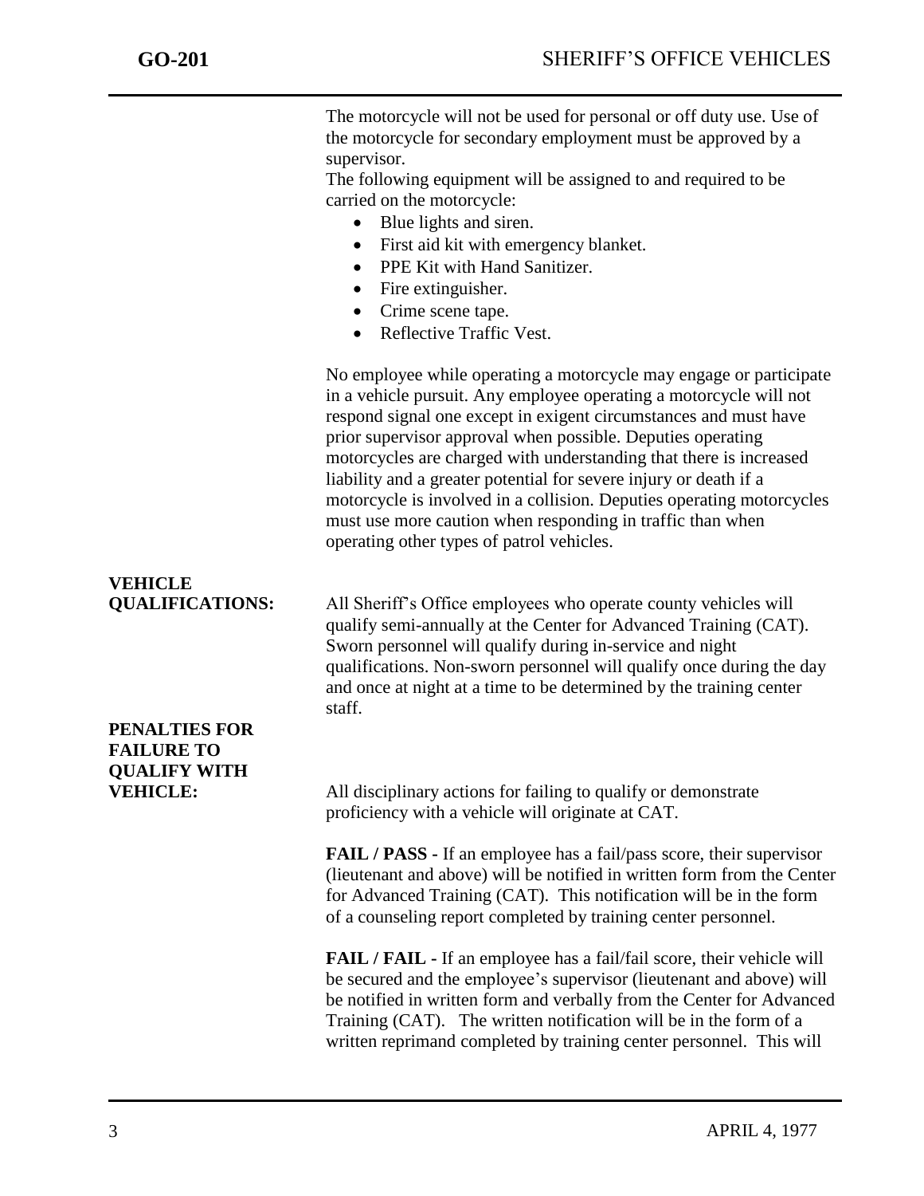The motorcycle will not be used for personal or off duty use. Use of the motorcycle for secondary employment must be approved by a supervisor.
The following equipment will be assigned to and required to be carried on the motorcycle:

- Blue lights and siren.
- First aid kit with emergency blanket.
- PPE Kit with Hand Sanitizer.
- Fire extinguisher.
- Crime scene tape.
- Reflective Traffic Vest.

No employee while operating a motorcycle may engage or participate in a vehicle pursuit. Any employee operating a motorcycle will not respond signal one except in exigent circumstances and must have prior supervisor approval when possible. Deputies operating motorcycles are charged with understanding that there is increased liability and a greater potential for severe injury or death if a motorcycle is involved in a collision. Deputies operating motorcycles must use more caution when responding in traffic than when operating other types of patrol vehicles.

**VEHICLE QUALIFICATIONS:**

All Sheriff's Office employees who operate county vehicles will qualify semi-annually at the Center for Advanced Training (CAT). Sworn personnel will qualify during in-service and night qualifications. Non-sworn personnel will qualify once during the day and once at night at a time to be determined by the training center staff.

**PENALTIES FOR FAILURE TO QUALIFY WITH VEHICLE:**

All disciplinary actions for failing to qualify or demonstrate proficiency with a vehicle will originate at CAT.

**FAIL / PASS -** If an employee has a fail/pass score, their supervisor (lieutenant and above) will be notified in written form from the Center for Advanced Training (CAT). This notification will be in the form of a counseling report completed by training center personnel.

**FAIL / FAIL -** If an employee has a fail/fail score, their vehicle will be secured and the employee's supervisor (lieutenant and above) will be notified in written form and verbally from the Center for Advanced Training (CAT). The written notification will be in the form of a written reprimand completed by training center personnel. This will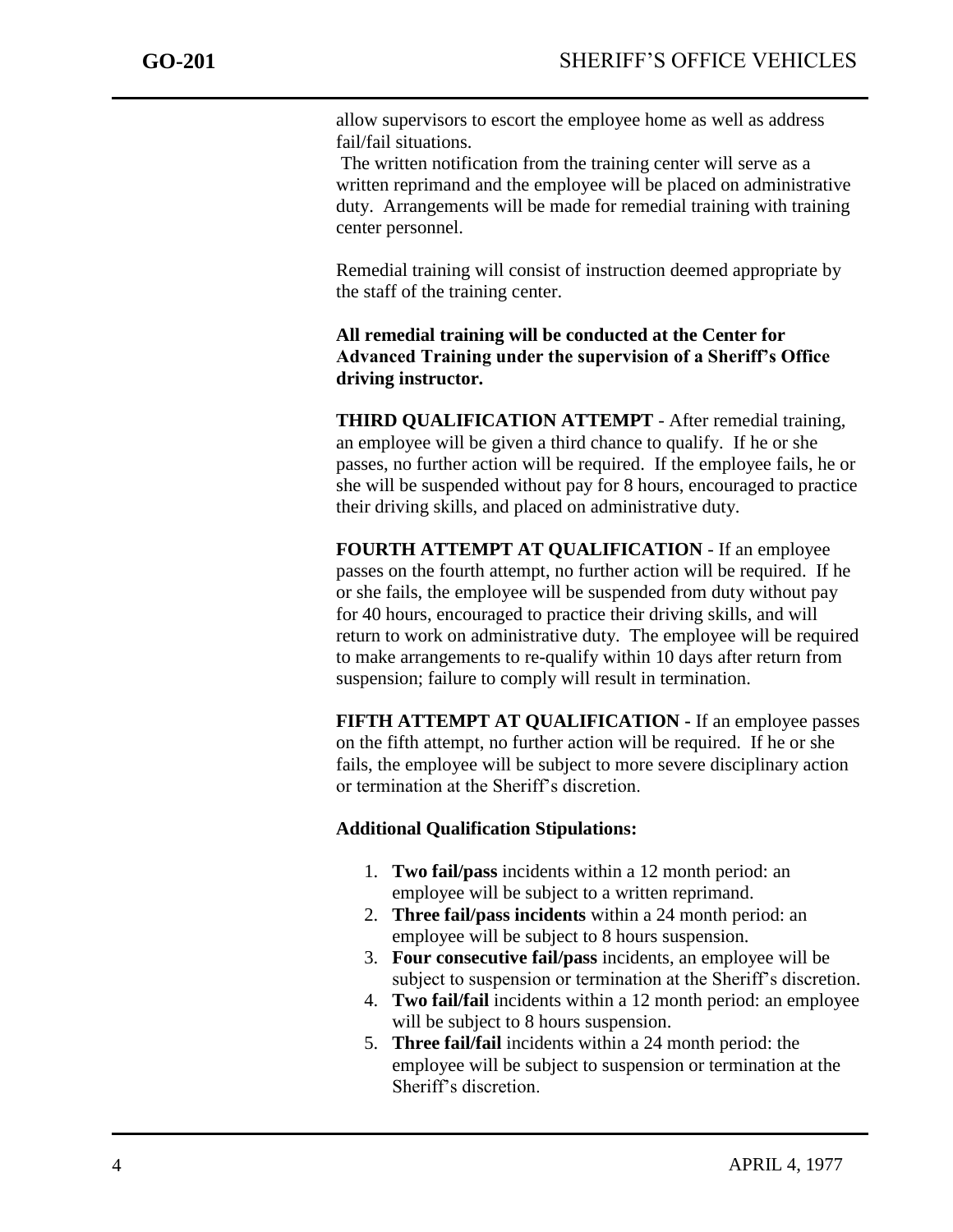allow supervisors to escort the employee home as well as address fail/fail situations.

The written notification from the training center will serve as a written reprimand and the employee will be placed on administrative duty. Arrangements will be made for remedial training with training center personnel.

Remedial training will consist of instruction deemed appropriate by the staff of the training center.

**All remedial training will be conducted at the Center for Advanced Training under the supervision of a Sheriff's Office driving instructor.**

**THIRD QUALIFICATION ATTEMPT** - After remedial training, an employee will be given a third chance to qualify. If he or she passes, no further action will be required. If the employee fails, he or she will be suspended without pay for 8 hours, encouraged to practice their driving skills, and placed on administrative duty.

**FOURTH ATTEMPT AT QUALIFICATION** - If an employee passes on the fourth attempt, no further action will be required. If he or she fails, the employee will be suspended from duty without pay for 40 hours, encouraged to practice their driving skills, and will return to work on administrative duty. The employee will be required to make arrangements to re-qualify within 10 days after return from suspension; failure to comply will result in termination.

**FIFTH ATTEMPT AT QUALIFICATION -** If an employee passes on the fifth attempt, no further action will be required. If he or she fails, the employee will be subject to more severe disciplinary action or termination at the Sheriff's discretion.

**Additional Qualification Stipulations:**

1. **Two fail/pass** incidents within a 12 month period: an employee will be subject to a written reprimand.
2. **Three fail/pass incidents** within a 24 month period: an employee will be subject to 8 hours suspension.
3. **Four consecutive fail/pass** incidents, an employee will be subject to suspension or termination at the Sheriff's discretion.
4. **Two fail/fail** incidents within a 12 month period: an employee will be subject to 8 hours suspension.
5. **Three fail/fail** incidents within a 24 month period: the employee will be subject to suspension or termination at the Sheriff's discretion.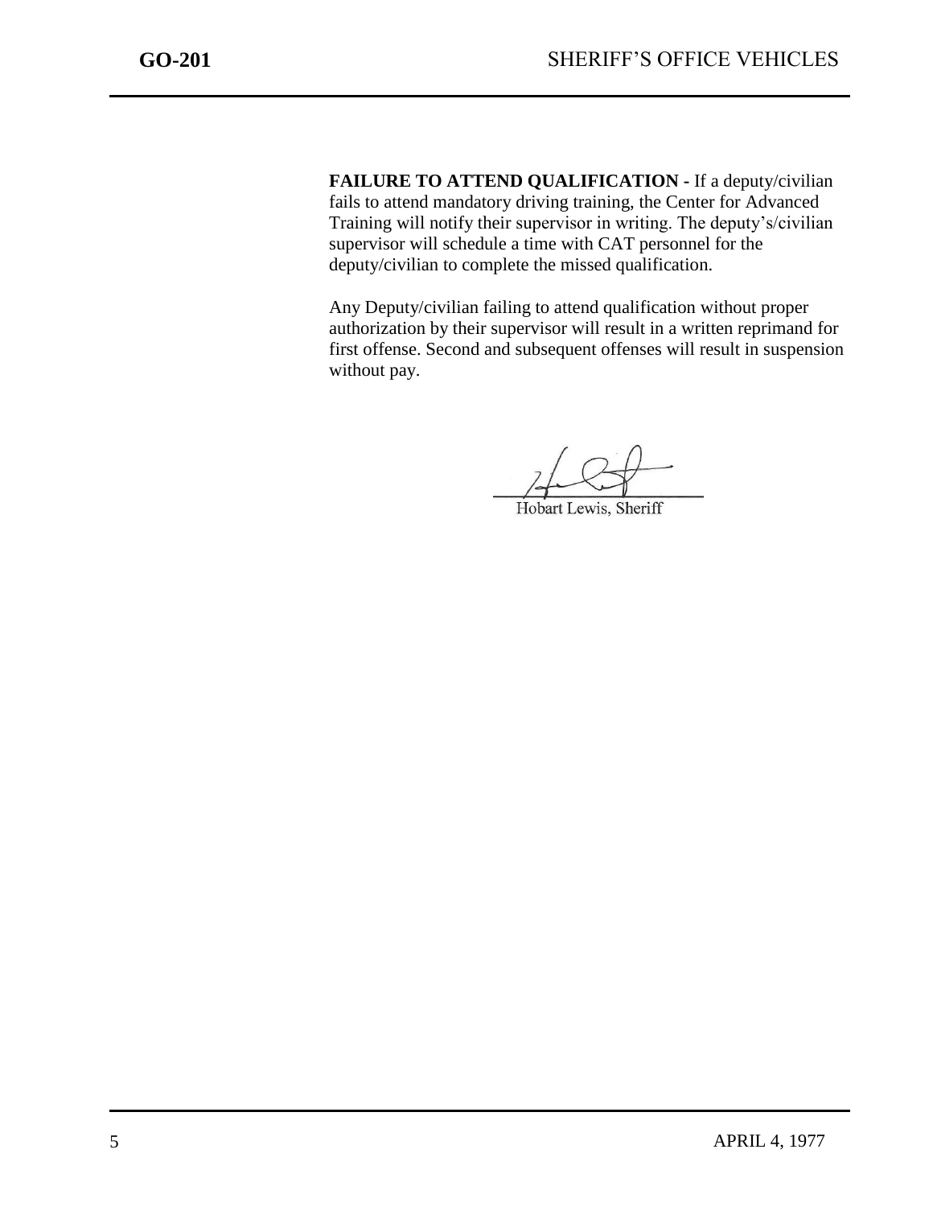**FAILURE TO ATTEND QUALIFICATION -** If a deputy/civilian fails to attend mandatory driving training, the Center for Advanced Training will notify their supervisor in writing. The deputy's/civilian supervisor will schedule a time with CAT personnel for the deputy/civilian to complete the missed qualification.

Any Deputy/civilian failing to attend qualification without proper authorization by their supervisor will result in a written reprimand for first offense. Second and subsequent offenses will result in suspension without pay.

Hobart Lewis, Sheriff